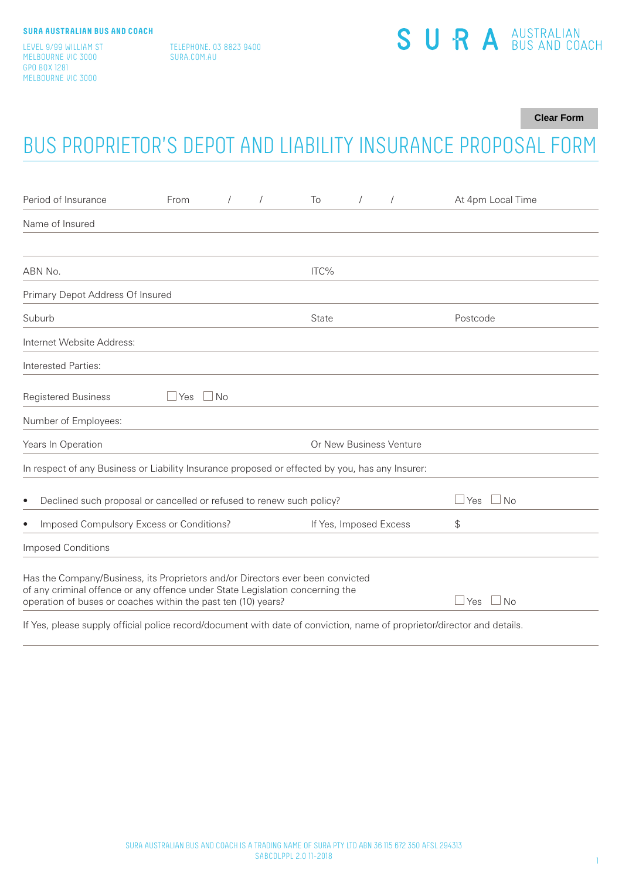**SURA AUSTRALIAN BUS AND COACH**

LEVEL 9/99 WILLIAM ST
MELBOURNE VIC 3000
GPO BOX 1281
MELBOURNE VIC 3000

TELEPHONE. 03 8823 9400
SURA.COM.AU

S U R A AUSTRALIAN BUS AND COACH

Clear Form

# BUS PROPRIETOR'S DEPOT AND LIABILITY INSURANCE PROPOSAL FORM

| | | | |
|---|---|---|---|
| Period of Insurance | From / / | To / / | At 4pm Local Time |
| Name of Insured | | | |
| | | | |
| ABN No. | | ITC% | |
| Primary Depot Address Of Insured | | | |
| Suburb | | State | Postcode |
| Internet Website Address: | | | |
| Interested Parties: | | | |
| Registered Business | ☐ Yes ☐ No | | |
| Number of Employees: | | | |
| Years In Operation | | Or New Business Venture | |

In respect of any Business or Liability Insurance proposed or effected by you, has any Insurer:

- Declined such proposal or cancelled or refused to renew such policy? ☐ Yes ☐ No
- Imposed Compulsory Excess or Conditions? If Yes, Imposed Excess $

Imposed Conditions

Has the Company/Business, its Proprietors and/or Directors ever been convicted of any criminal offence or any offence under State Legislation concerning the operation of buses or coaches within the past ten (10) years? ☐ Yes ☐ No

If Yes, please supply official police record/document with date of conviction, name of proprietor/director and details.

SURA AUSTRALIAN BUS AND COACH IS A TRADING NAME OF SURA PTY LTD ABN 36 115 672 350 AFSL 294313
SABCDLPPL 2.0 11-2018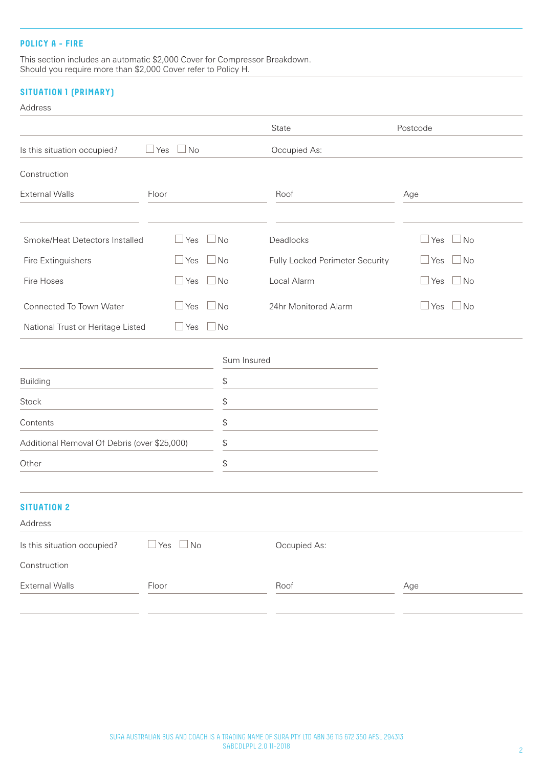## POLICY A - FIRE

This section includes an automatic $2,000 Cover for Compressor Breakdown.
Should you require more than $2,000 Cover refer to Policy H.

### SITUATION 1 (PRIMARY)

Address

| | State | Postcode |
|---|---|---|
| | | |

Is this situation occupied? ☐ Yes ☐ No    Occupied As:

Construction

| External Walls | Floor | Roof | Age |
|---|---|---|---|
| | | | |

| | | | |
|---|---|---|---|
| Smoke/Heat Detectors Installed | ☐ Yes ☐ No | Deadlocks | ☐ Yes ☐ No |
| Fire Extinguishers | ☐ Yes ☐ No | Fully Locked Perimeter Security | ☐ Yes ☐ No |
| Fire Hoses | ☐ Yes ☐ No | Local Alarm | ☐ Yes ☐ No |
| Connected To Town Water | ☐ Yes ☐ No | 24hr Monitored Alarm | ☐ Yes ☐ No |
| National Trust or Heritage Listed | ☐ Yes ☐ No | | |

| | Sum Insured |
|---|---|
| Building | $ |
| Stock | $ |
| Contents | $ |
| Additional Removal Of Debris (over $25,000) | $ |
| Other | $ |

### SITUATION 2

Address

Is this situation occupied? ☐ Yes ☐ No    Occupied As:

Construction

| External Walls | Floor | Roof | Age |
|---|---|---|---|
| | | | |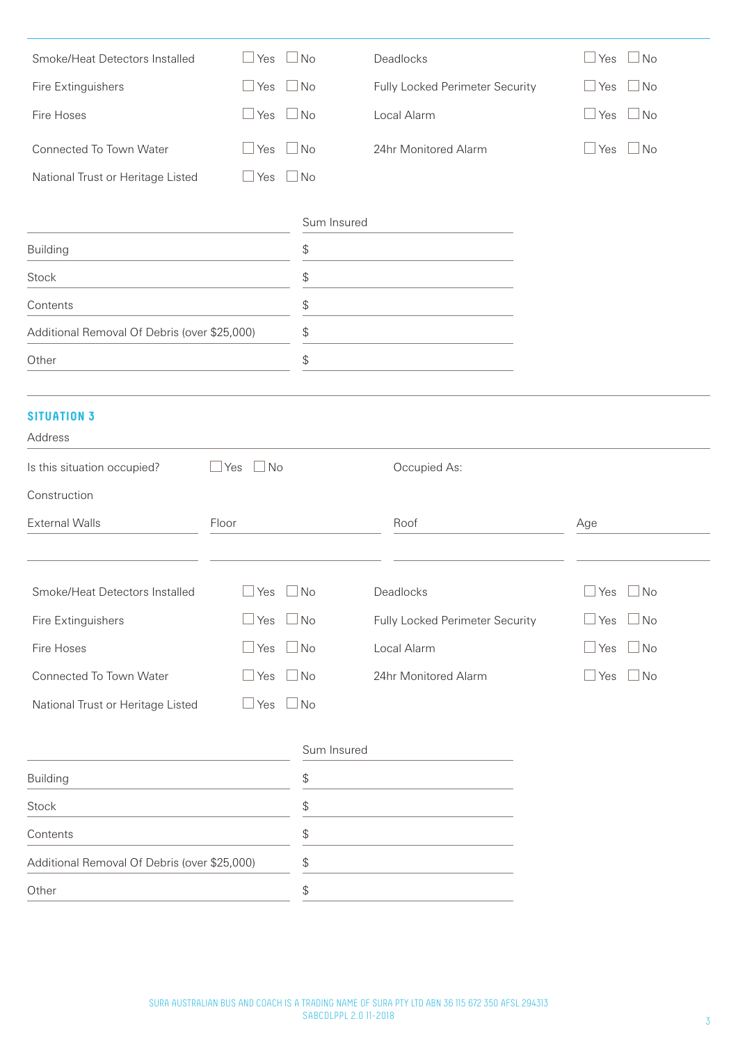| | | | |
|---|---|---|---|
| Smoke/Heat Detectors Installed | ☐ Yes ☐ No | Deadlocks | ☐ Yes ☐ No |
| Fire Extinguishers | ☐ Yes ☐ No | Fully Locked Perimeter Security | ☐ Yes ☐ No |
| Fire Hoses | ☐ Yes ☐ No | Local Alarm | ☐ Yes ☐ No |
| Connected To Town Water | ☐ Yes ☐ No | 24hr Monitored Alarm | ☐ Yes ☐ No |
| National Trust or Heritage Listed | ☐ Yes ☐ No | | |

| | Sum Insured |
|---|---|
| Building | $ |
| Stock | $ |
| Contents | $ |
| Additional Removal Of Debris (over $25,000) | $ |
| Other | $ |

## SITUATION 3

Address

Is this situation occupied? ☐ Yes ☐ No Occupied As:

Construction

| External Walls | Floor | Roof | Age |
|---|---|---|---|
| | | | |

| | | | |
|---|---|---|---|
| Smoke/Heat Detectors Installed | ☐ Yes ☐ No | Deadlocks | ☐ Yes ☐ No |
| Fire Extinguishers | ☐ Yes ☐ No | Fully Locked Perimeter Security | ☐ Yes ☐ No |
| Fire Hoses | ☐ Yes ☐ No | Local Alarm | ☐ Yes ☐ No |
| Connected To Town Water | ☐ Yes ☐ No | 24hr Monitored Alarm | ☐ Yes ☐ No |
| National Trust or Heritage Listed | ☐ Yes ☐ No | | |

| | Sum Insured |
|---|---|
| Building | $ |
| Stock | $ |
| Contents | $ |
| Additional Removal Of Debris (over $25,000) | $ |
| Other | $ |

SURA AUSTRALIAN BUS AND COACH IS A TRADING NAME OF SURA PTY LTD ABN 36 115 672 350 AFSL 294313
SABCDLPPL 2.0 11-2018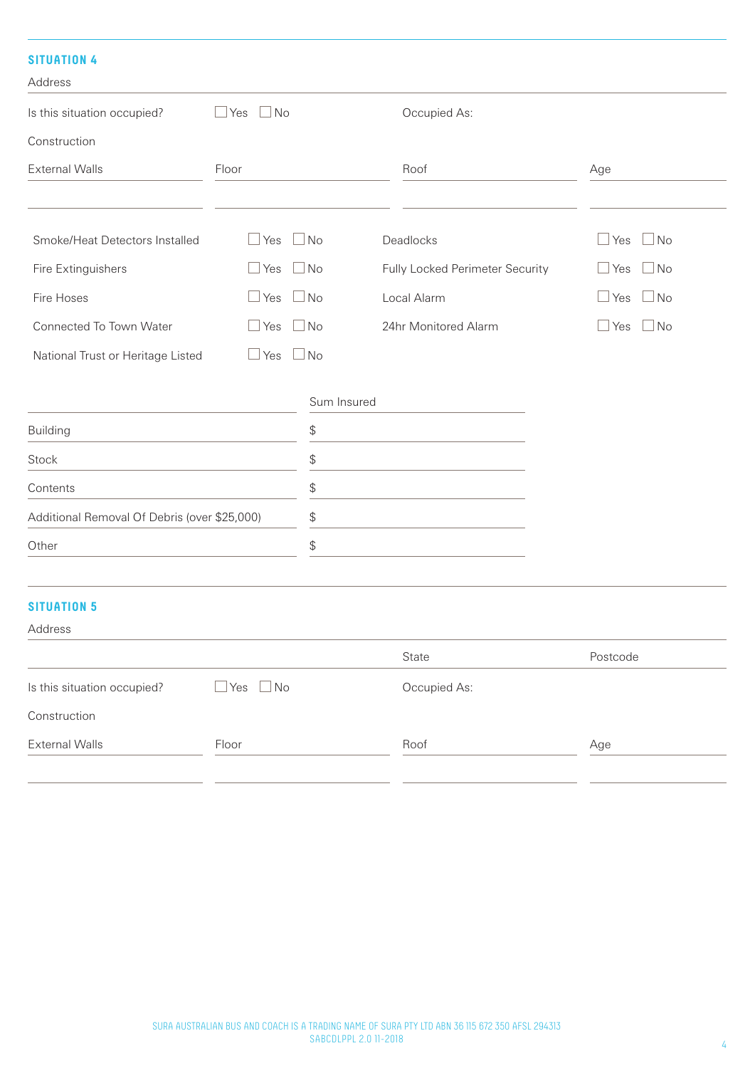## SITUATION 4

Address

Is this situation occupied? ☐ Yes ☐ No Occupied As:

Construction

| External Walls | Floor | Roof | Age |
|---|---|---|---|
| | | | |

| | | | |
|---|---|---|---|
| Smoke/Heat Detectors Installed | ☐ Yes ☐ No | Deadlocks | ☐ Yes ☐ No |
| Fire Extinguishers | ☐ Yes ☐ No | Fully Locked Perimeter Security | ☐ Yes ☐ No |
| Fire Hoses | ☐ Yes ☐ No | Local Alarm | ☐ Yes ☐ No |
| Connected To Town Water | ☐ Yes ☐ No | 24hr Monitored Alarm | ☐ Yes ☐ No |
| National Trust or Heritage Listed | ☐ Yes ☐ No | | |

| | Sum Insured |
|---|---|
| Building | $ |
| Stock | $ |
| Contents | $ |
| Additional Removal Of Debris (over $25,000) | $ |
| Other | $ |

## SITUATION 5

Address

| | State | Postcode |
|---|---|---|
| | | |

Is this situation occupied? ☐ Yes ☐ No Occupied As:

Construction

| External Walls | Floor | Roof | Age |
|---|---|---|---|
| | | | |

SURA AUSTRALIAN BUS AND COACH IS A TRADING NAME OF SURA PTY LTD ABN 36 115 672 350 AFSL 294313
SABCDLPPL 2.0 11-2018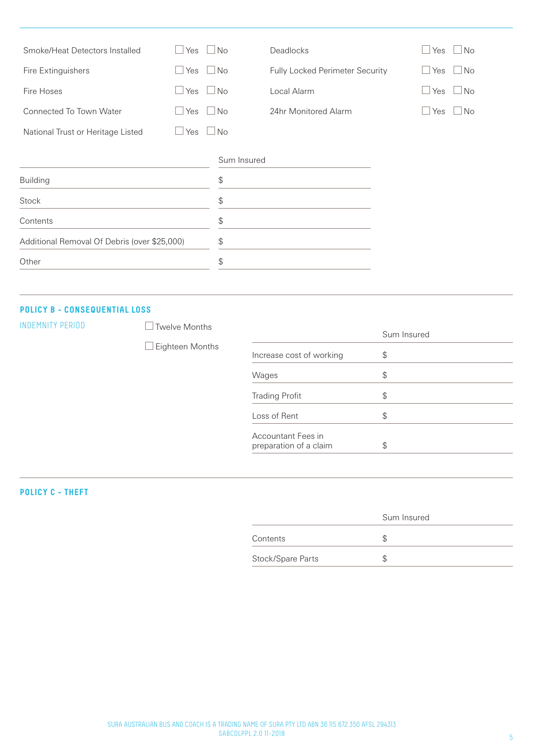| | | | |
|---|---|---|---|
| Smoke/Heat Detectors Installed | ☐ Yes ☐ No | Deadlocks | ☐ Yes ☐ No |
| Fire Extinguishers | ☐ Yes ☐ No | Fully Locked Perimeter Security | ☐ Yes ☐ No |
| Fire Hoses | ☐ Yes ☐ No | Local Alarm | ☐ Yes ☐ No |
| Connected To Town Water | ☐ Yes ☐ No | 24hr Monitored Alarm | ☐ Yes ☐ No |
| National Trust or Heritage Listed | ☐ Yes ☐ No | | |

| | Sum Insured |
|---|---|
| Building | $ |
| Stock | $ |
| Contents | $ |
| Additional Removal Of Debris (over $25,000) | $ |
| Other | $ |

## POLICY B - CONSEQUENTIAL LOSS

INDEMNITY PERIOD

☐ Twelve Months

☐ Eighteen Months

| | Sum Insured |
|---|---|
| Increase cost of working | $ |
| Wages | $ |
| Trading Profit | $ |
| Loss of Rent | $ |
| Accountant Fees in preparation of a claim | $ |

## POLICY C - THEFT

| | Sum Insured |
|---|---|
| Contents | $ |
| Stock/Spare Parts | $ |

SURA AUSTRALIAN BUS AND COACH IS A TRADING NAME OF SURA PTY LTD ABN 36 115 672 350 AFSL 294313
SABCDLPPL 2.0 11-2018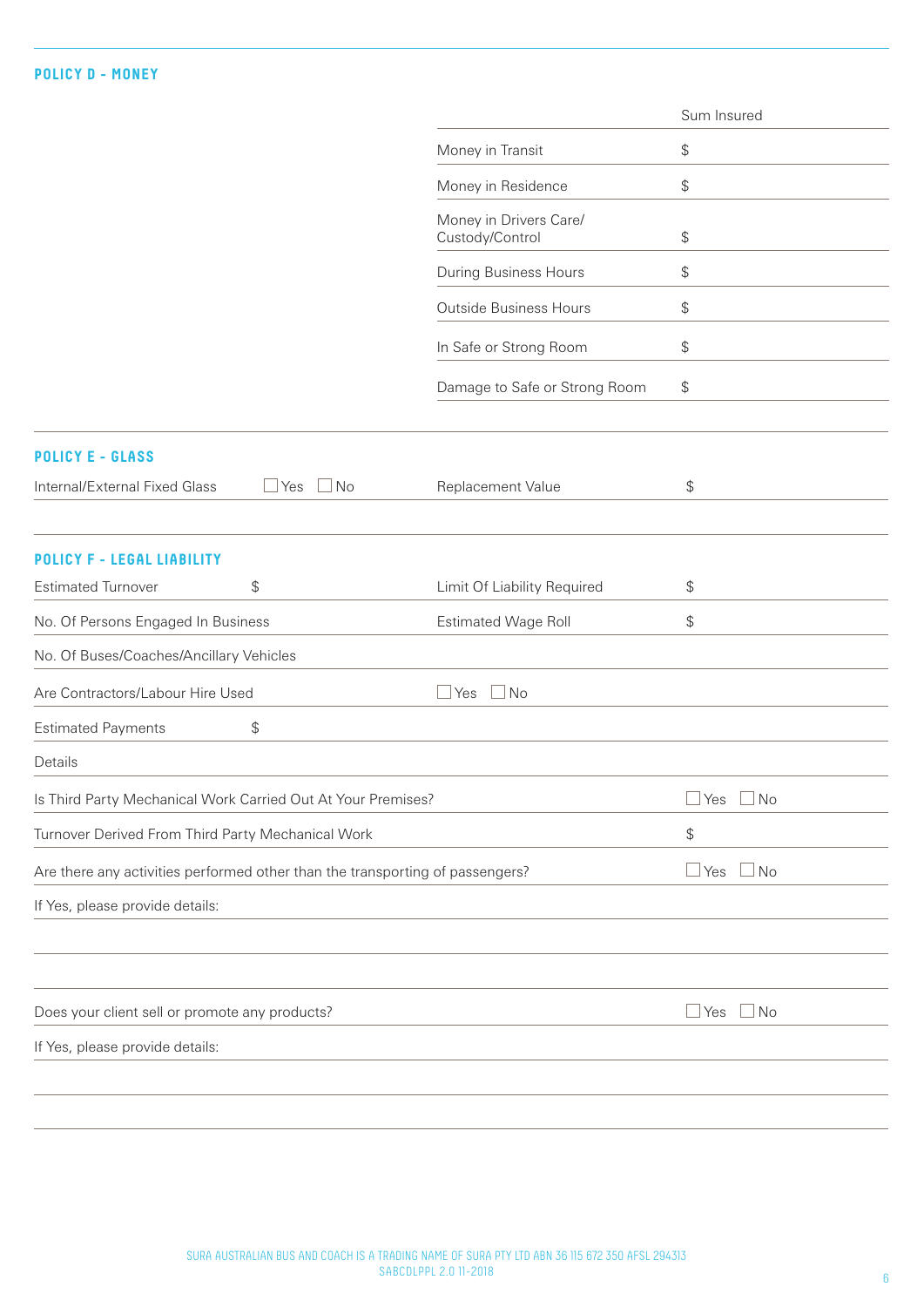## POLICY D - MONEY

| | Sum Insured |
|---|---|
| Money in Transit | $ |
| Money in Residence | $ |
| Money in Drivers Care/ Custody/Control | $ |
| During Business Hours | $ |
| Outside Business Hours | $ |
| In Safe or Strong Room | $ |
| Damage to Safe or Strong Room | $ |

## POLICY E - GLASS

Internal/External Fixed Glass ☐ Yes ☐ No    Replacement Value $

## POLICY F - LEGAL LIABILITY

Estimated Turnover $    Limit Of Liability Required $

No. Of Persons Engaged In Business    Estimated Wage Roll $

No. Of Buses/Coaches/Ancillary Vehicles

Are Contractors/Labour Hire Used ☐ Yes ☐ No

Estimated Payments $

Details

Is Third Party Mechanical Work Carried Out At Your Premises? ☐ Yes ☐ No

Turnover Derived From Third Party Mechanical Work $

Are there any activities performed other than the transporting of passengers? ☐ Yes ☐ No

If Yes, please provide details:

Does your client sell or promote any products? ☐ Yes ☐ No

If Yes, please provide details:

SURA AUSTRALIAN BUS AND COACH IS A TRADING NAME OF SURA PTY LTD ABN 36 115 672 350 AFSL 294313
SABCDLPPL 2.0 11-2018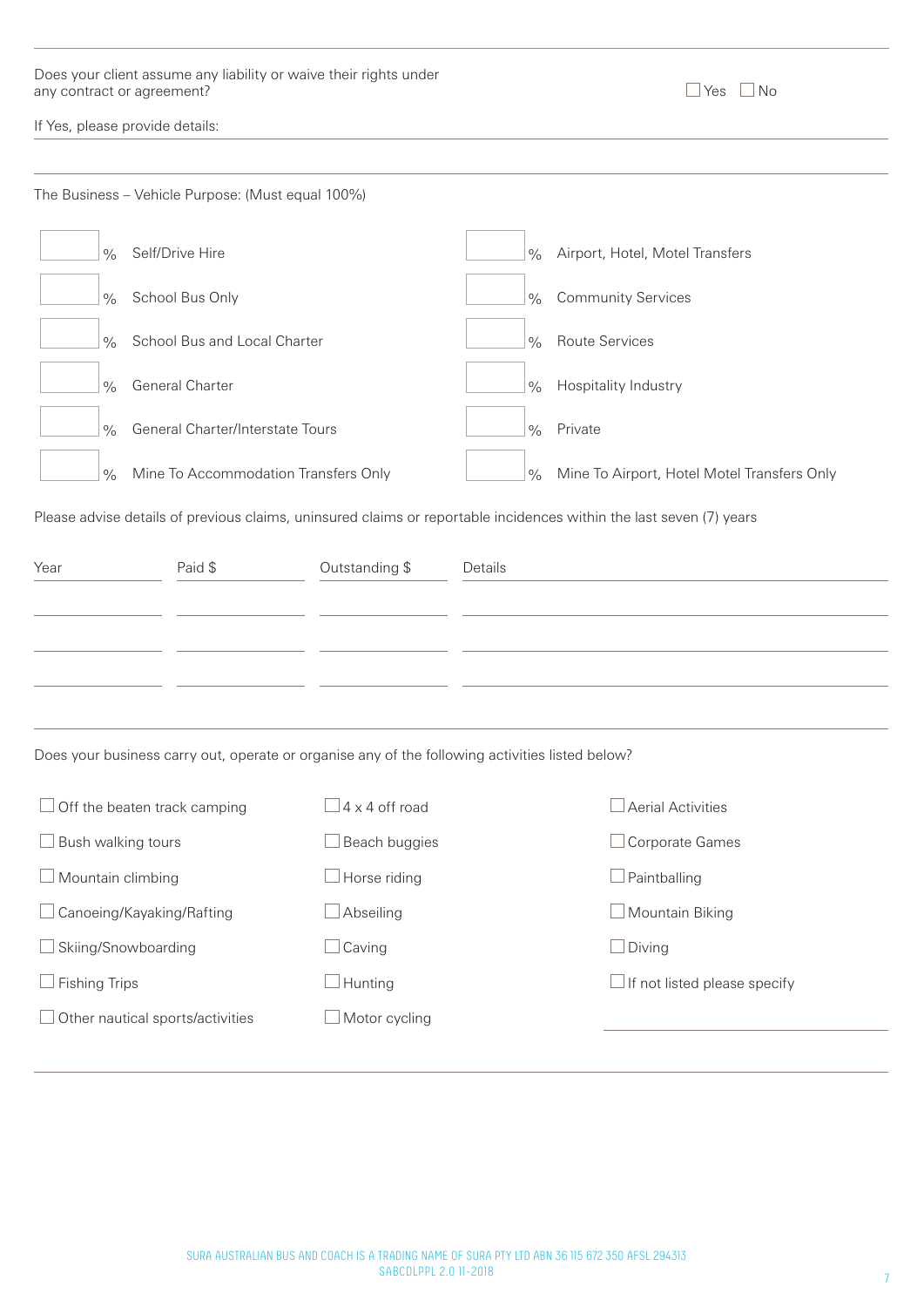Does your client assume any liability or waive their rights under any contract or agreement? ☐ Yes ☐ No

If Yes, please provide details:

The Business – Vehicle Purpose: (Must equal 100%)

| % | Purpose | % | Purpose |
|---|---|---|---|
| % | Self/Drive Hire | % | Airport, Hotel, Motel Transfers |
| % | School Bus Only | % | Community Services |
| % | School Bus and Local Charter | % | Route Services |
| % | General Charter | % | Hospitality Industry |
| % | General Charter/Interstate Tours | % | Private |
| % | Mine To Accommodation Transfers Only | % | Mine To Airport, Hotel Motel Transfers Only |

Please advise details of previous claims, uninsured claims or reportable incidences within the last seven (7) years

| Year | Paid $ | Outstanding $ | Details |
|---|---|---|---|
| | | | |
| | | | |
| | | | |

Does your business carry out, operate or organise any of the following activities listed below?

- ☐ Off the beaten track camping
- ☐ Bush walking tours
- ☐ Mountain climbing
- ☐ Canoeing/Kayaking/Rafting
- ☐ Skiing/Snowboarding
- ☐ Fishing Trips
- ☐ Other nautical sports/activities
- ☐ 4 x 4 off road
- ☐ Beach buggies
- ☐ Horse riding
- ☐ Abseiling
- ☐ Caving
- ☐ Hunting
- ☐ Motor cycling
- ☐ Aerial Activities
- ☐ Corporate Games
- ☐ Paintballing
- ☐ Mountain Biking
- ☐ Diving
- ☐ If not listed please specify

SURA AUSTRALIAN BUS AND COACH IS A TRADING NAME OF SURA PTY LTD ABN 36 115 672 350 AFSL 294313
SABCDLPPL 2.0 11-2018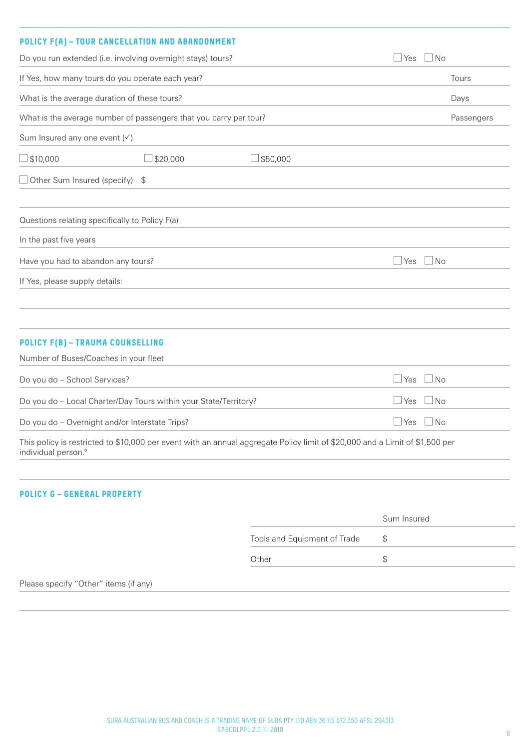## POLICY F(A) – TOUR CANCELLATION AND ABANDONMENT

| | |
|---|---|
| Do you run extended (i.e. involving overnight stays) tours? | ☐ Yes ☐ No |
| If Yes, how many tours do you operate each year? | Tours |
| What is the average duration of these tours? | Days |
| What is the average number of passengers that you carry per tour? | Passengers |

Sum Insured any one event (✓)

☐ $10,000 ☐ $20,000 ☐ $50,000

☐ Other Sum Insured (specify) $

Questions relating specifically to Policy F(a)

In the past five years

| | |
|---|---|
| Have you had to abandon any tours? | ☐ Yes ☐ No |

If Yes, please supply details:

## POLICY F(B) – TRAUMA COUNSELLING

Number of Buses/Coaches in your fleet

| | |
|---|---|
| Do you do – School Services? | ☐ Yes ☐ No |
| Do you do – Local Charter/Day Tours within your State/Territory? | ☐ Yes ☐ No |
| Do you do – Overnight and/or Interstate Trips? | ☐ Yes ☐ No |

This policy is restricted to $10,000 per event with an annual aggregate Policy limit of $20,000 and a Limit of $1,500 per individual person.°

## POLICY G – GENERAL PROPERTY

| | Sum Insured |
|---|---|
| Tools and Equipment of Trade | $ |
| Other | $ |

Please specify "Other" items (if any)

SURA AUSTRALIAN BUS AND COACH IS A TRADING NAME OF SURA PTY LTD ABN 36 115 672 350 AFSL 294313
SABCDLPPL 2.0 11-2018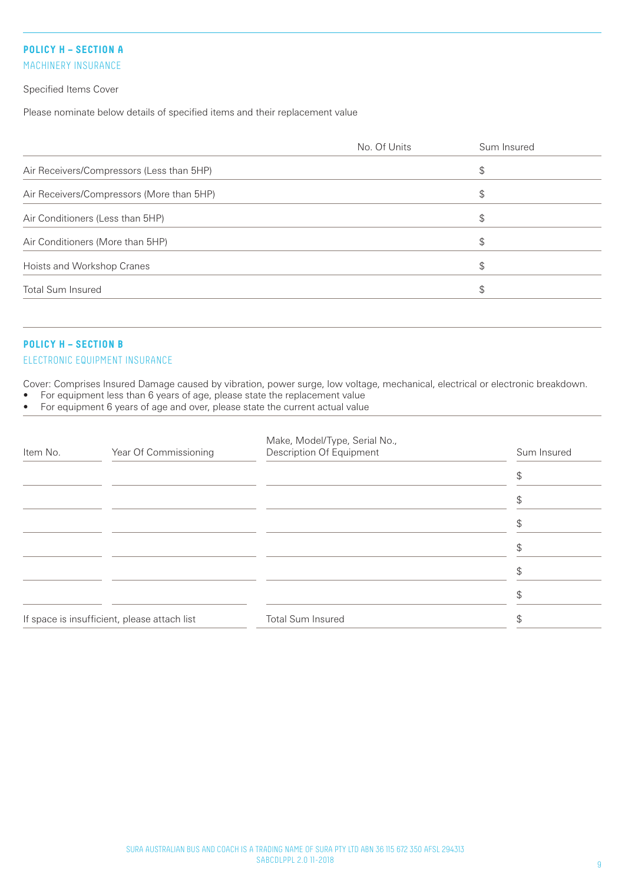## POLICY H – SECTION A

### MACHINERY INSURANCE

Specified Items Cover

Please nominate below details of specified items and their replacement value

| | No. Of Units | Sum Insured |
|---|---|---|
| Air Receivers/Compressors (Less than 5HP) | | $ |
| Air Receivers/Compressors (More than 5HP) | | $ |
| Air Conditioners (Less than 5HP) | | $ |
| Air Conditioners (More than 5HP) | | $ |
| Hoists and Workshop Cranes | | $ |
| Total Sum Insured | | $ |

## POLICY H – SECTION B

### ELECTRONIC EQUIPMENT INSURANCE

Cover: Comprises Insured Damage caused by vibration, power surge, low voltage, mechanical, electrical or electronic breakdown.

- For equipment less than 6 years of age, please state the replacement value
- For equipment 6 years of age and over, please state the current actual value

| Item No. | Year Of Commissioning | Make, Model/Type, Serial No., Description Of Equipment | Sum Insured |
|---|---|---|---|
| | | | $ |
| | | | $ |
| | | | $ |
| | | | $ |
| | | | $ |
| | | | $ |
| If space is insufficient, please attach list | | Total Sum Insured | $ |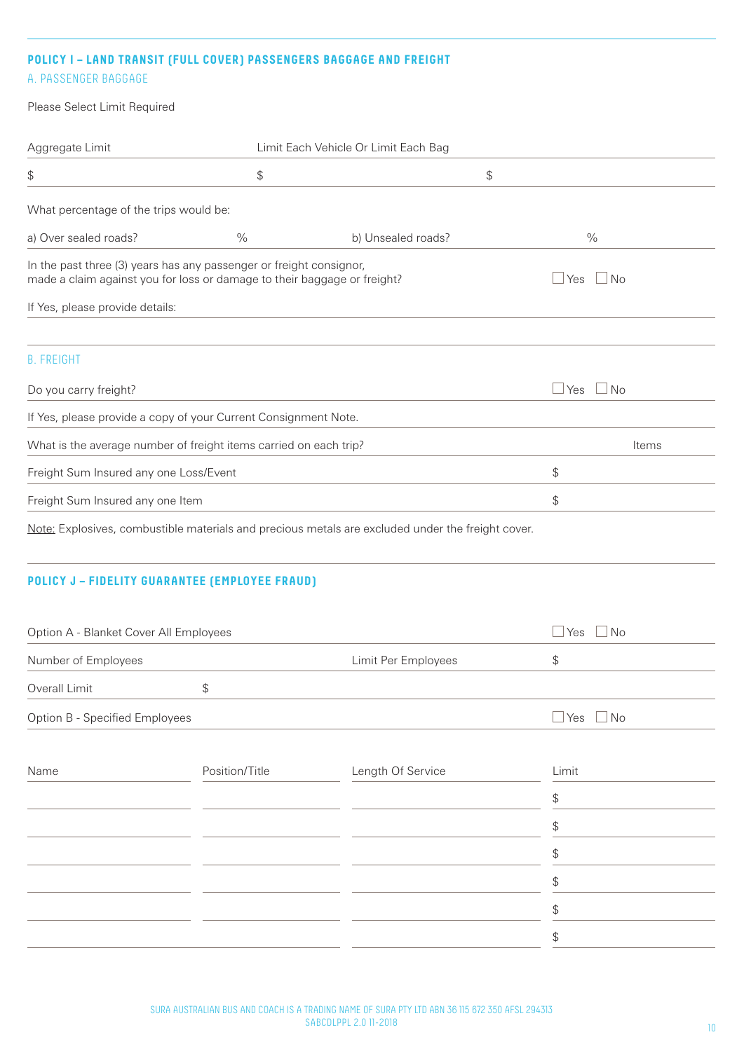## POLICY I – LAND TRANSIT (FULL COVER) PASSENGERS BAGGAGE AND FREIGHT

### A. PASSENGER BAGGAGE

Please Select Limit Required

| Aggregate Limit | Limit Each Vehicle Or Limit Each Bag | |
|---|---|---|
| $ | $ | $ |

What percentage of the trips would be:

| a) Over sealed roads? | % | b) Unsealed roads? | % |
|---|---|---|---|

| | |
|---|---|
| In the past three (3) years has any passenger or freight consignor, made a claim against you for loss or damage to their baggage or freight? | ☐ Yes ☐ No |
| If Yes, please provide details: | |

### B. FREIGHT

| | |
|---|---|
| Do you carry freight? | ☐ Yes ☐ No |
| If Yes, please provide a copy of your Current Consignment Note. | |
| What is the average number of freight items carried on each trip? | Items |
| Freight Sum Insured any one Loss/Event | $ |
| Freight Sum Insured any one Item | $ |

Note: Explosives, combustible materials and precious metals are excluded under the freight cover.

## POLICY J – FIDELITY GUARANTEE (EMPLOYEE FRAUD)

| | | | |
|---|---|---|---|
| Option A - Blanket Cover All Employees | | | ☐ Yes ☐ No |
| Number of Employees | | Limit Per Employees | $ |
| Overall Limit | $ | | |
| Option B - Specified Employees | | | ☐ Yes ☐ No |

| Name | Position/Title | Length Of Service | Limit |
|---|---|---|---|
| | | | $ |
| | | | $ |
| | | | $ |
| | | | $ |
| | | | $ |
| | | | $ |

SURA AUSTRALIAN BUS AND COACH IS A TRADING NAME OF SURA PTY LTD ABN 36 115 672 350 AFSL 294313
SABCDLPPL 2.0 11-2018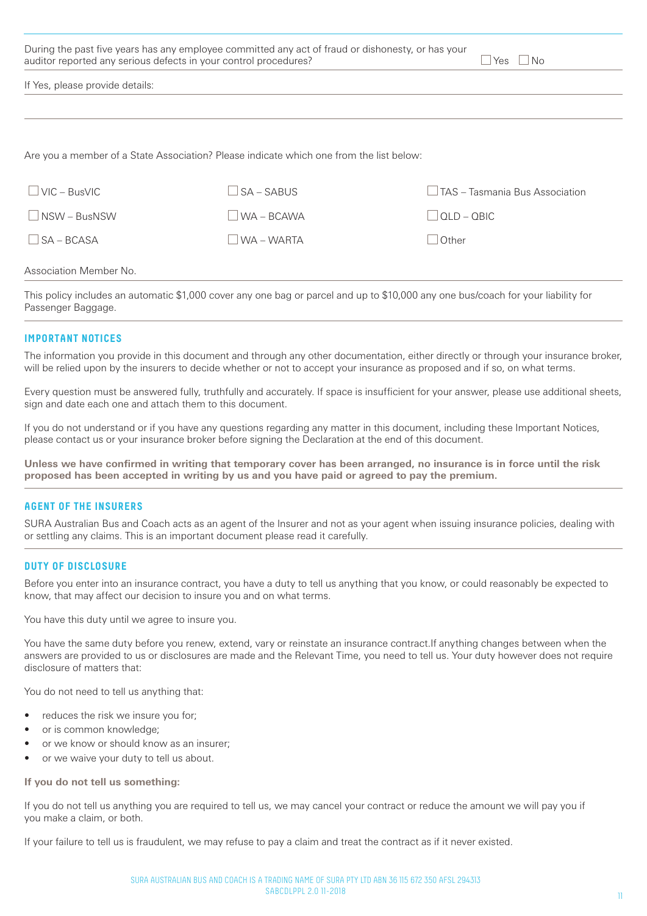During the past five years has any employee committed any act of fraud or dishonesty, or has your auditor reported any serious defects in your control procedures? ☐ Yes ☐ No

If Yes, please provide details:

Are you a member of a State Association? Please indicate which one from the list below:

| | | |
|---|---|---|
| ☐ VIC – BusVIC | ☐ SA – SABUS | ☐ TAS – Tasmania Bus Association |
| ☐ NSW – BusNSW | ☐ WA – BCAWA | ☐ QLD – QBIC |
| ☐ SA – BCASA | ☐ WA – WARTA | ☐ Other |

Association Member No.

This policy includes an automatic $1,000 cover any one bag or parcel and up to $10,000 any one bus/coach for your liability for Passenger Baggage.

## IMPORTANT NOTICES

The information you provide in this document and through any other documentation, either directly or through your insurance broker, will be relied upon by the insurers to decide whether or not to accept your insurance as proposed and if so, on what terms.

Every question must be answered fully, truthfully and accurately. If space is insufficient for your answer, please use additional sheets, sign and date each one and attach them to this document.

If you do not understand or if you have any questions regarding any matter in this document, including these Important Notices, please contact us or your insurance broker before signing the Declaration at the end of this document.

**Unless we have confirmed in writing that temporary cover has been arranged, no insurance is in force until the risk proposed has been accepted in writing by us and you have paid or agreed to pay the premium.**

## AGENT OF THE INSURERS

SURA Australian Bus and Coach acts as an agent of the Insurer and not as your agent when issuing insurance policies, dealing with or settling any claims. This is an important document please read it carefully.

## DUTY OF DISCLOSURE

Before you enter into an insurance contract, you have a duty to tell us anything that you know, or could reasonably be expected to know, that may affect our decision to insure you and on what terms.

You have this duty until we agree to insure you.

You have the same duty before you renew, extend, vary or reinstate an insurance contract.If anything changes between when the answers are provided to us or disclosures are made and the Relevant Time, you need to tell us. Your duty however does not require disclosure of matters that:

You do not need to tell us anything that:

- reduces the risk we insure you for;
- or is common knowledge;
- or we know or should know as an insurer;
- or we waive your duty to tell us about.

**If you do not tell us something:**

If you do not tell us anything you are required to tell us, we may cancel your contract or reduce the amount we will pay you if you make a claim, or both.

If your failure to tell us is fraudulent, we may refuse to pay a claim and treat the contract as if it never existed.

SURA AUSTRALIAN BUS AND COACH IS A TRADING NAME OF SURA PTY LTD ABN 36 115 672 350 AFSL 294313
SABCDLPPL 2.0 11-2018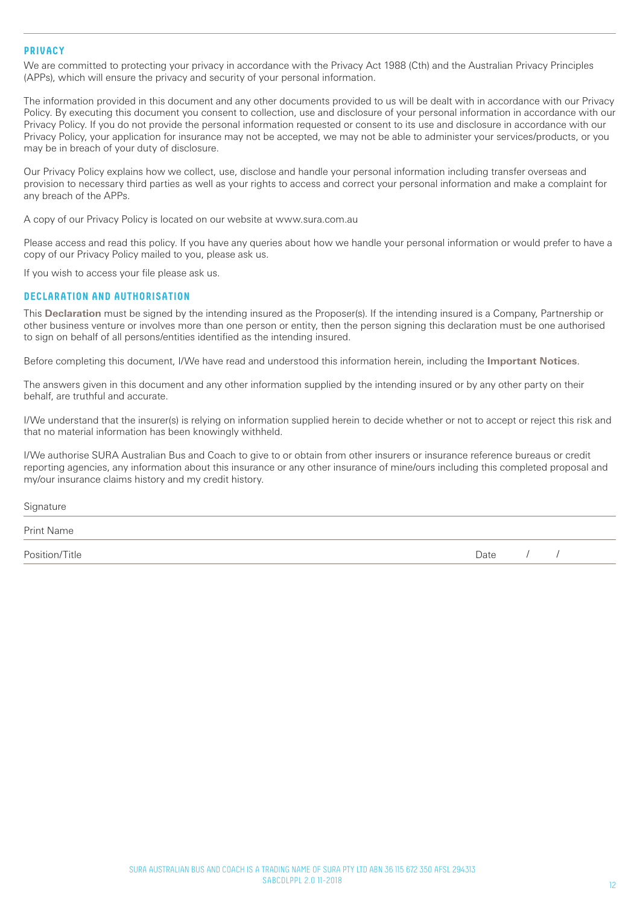## PRIVACY

We are committed to protecting your privacy in accordance with the Privacy Act 1988 (Cth) and the Australian Privacy Principles (APPs), which will ensure the privacy and security of your personal information.

The information provided in this document and any other documents provided to us will be dealt with in accordance with our Privacy Policy. By executing this document you consent to collection, use and disclosure of your personal information in accordance with our Privacy Policy. If you do not provide the personal information requested or consent to its use and disclosure in accordance with our Privacy Policy, your application for insurance may not be accepted, we may not be able to administer your services/products, or you may be in breach of your duty of disclosure.

Our Privacy Policy explains how we collect, use, disclose and handle your personal information including transfer overseas and provision to necessary third parties as well as your rights to access and correct your personal information and make a complaint for any breach of the APPs.

A copy of our Privacy Policy is located on our website at www.sura.com.au

Please access and read this policy. If you have any queries about how we handle your personal information or would prefer to have a copy of our Privacy Policy mailed to you, please ask us.

If you wish to access your file please ask us.

## DECLARATION AND AUTHORISATION

This **Declaration** must be signed by the intending insured as the Proposer(s). If the intending insured is a Company, Partnership or other business venture or involves more than one person or entity, then the person signing this declaration must be one authorised to sign on behalf of all persons/entities identified as the intending insured.

Before completing this document, I/We have read and understood this information herein, including the **Important Notices**.

The answers given in this document and any other information supplied by the intending insured or by any other party on their behalf, are truthful and accurate.

I/We understand that the insurer(s) is relying on information supplied herein to decide whether or not to accept or reject this risk and that no material information has been knowingly withheld.

I/We authorise SURA Australian Bus and Coach to give to or obtain from other insurers or insurance reference bureaus or credit reporting agencies, any information about this insurance or any other insurance of mine/ours including this completed proposal and my/our insurance claims history and my credit history.

Signature

Print Name

Position/Title                                                                                     Date      /      /

SURA AUSTRALIAN BUS AND COACH IS A TRADING NAME OF SURA PTY LTD ABN 36 115 672 350 AFSL 294313
SABCDLPPL 2.0 11-2018